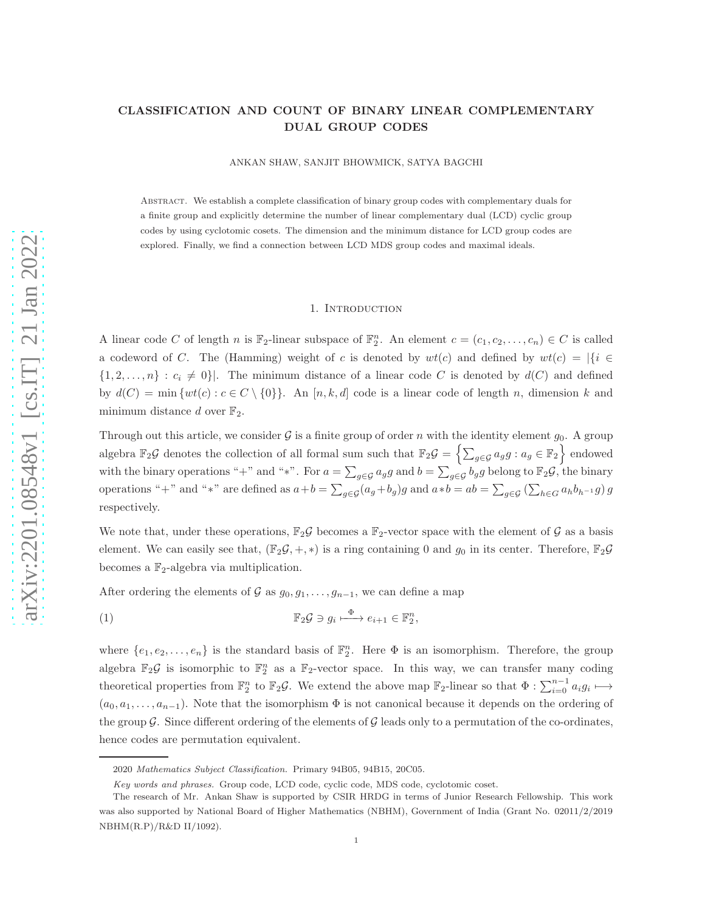# CLASSIFICATION AND COUNT OF BINARY LINEAR COMPLEMENTARY DUAL GROUP CODES

ANKAN SHAW, SANJIT BHOWMICK, SATYA BAGCHI

Abstract. We establish a complete classification of binary group codes with complementary duals for a finite group and explicitly determine the number of linear complementary dual (LCD) cyclic group codes by using cyclotomic cosets. The dimension and the minimum distance for LCD group codes are explored. Finally, we find a connection between LCD MDS group codes and maximal ideals.

## 1. Introduction

A linear code $C$ of length $n$ is $\mathbb{F}_2$-linear subspace of $\mathbb{F}_2^n$. An element $c = (c_1, c_2, \ldots, c_n) \in C$ is called a codeword of $C$. The (Hamming) weight of $c$ is denoted by $wt(c)$ and defined by $wt(c) = |\{i \in \{1, 2, \ldots, n\} : c_i \neq 0\}|$. The minimum distance of a linear code $C$ is denoted by $d(C)$ and defined by $d(C) = \min\{wt(c) : c \in C \setminus \{0\}\}$. An $[n, k, d]$ code is a linear code of length $n$, dimension $k$ and minimum distance $d$ over $\mathbb{F}_2$.

Through out this article, we consider $\mathcal{G}$ is a finite group of order $n$ with the identity element $g_0$. A group algebra $\mathbb{F}_2\mathcal{G}$ denotes the collection of all formal sum such that $\mathbb{F}_2\mathcal{G} = \left\{\sum_{g \in \mathcal{G}} a_g g : a_g \in \mathbb{F}_2\right\}$ endowed with the binary operations "+" and "$*$". For $a = \sum_{g \in \mathcal{G}} a_g g$ and $b = \sum_{g \in \mathcal{G}} b_g g$ belong to $\mathbb{F}_2\mathcal{G}$, the binary operations "+" and "$*$" are defined as $a+b = \sum_{g \in \mathcal{G}}(a_g + b_g)g$ and $a * b = ab = \sum_{g \in \mathcal{G}} \left(\sum_{h \in G} a_h b_{h^{-1}g}\right) g$ respectively.

We note that, under these operations, $\mathbb{F}_2\mathcal{G}$ becomes a $\mathbb{F}_2$-vector space with the element of $\mathcal{G}$ as a basis element. We can easily see that, $(\mathbb{F}_2\mathcal{G}, +, *)$ is a ring containing 0 and $g_0$ in its center. Therefore, $\mathbb{F}_2\mathcal{G}$ becomes a $\mathbb{F}_2$-algebra via multiplication.

After ordering the elements of $\mathcal{G}$ as $g_0, g_1, \ldots, g_{n-1}$, we can define a map

$$\mathbb{F}_2\mathcal{G} \ni g_i \overset{\Phi}{\longmapsto} e_{i+1} \in \mathbb{F}_2^n, \tag{1}$$

where $\{e_1, e_2, \ldots, e_n\}$ is the standard basis of $\mathbb{F}_2^n$. Here $\Phi$ is an isomorphism. Therefore, the group algebra $\mathbb{F}_2\mathcal{G}$ is isomorphic to $\mathbb{F}_2^n$ as a $\mathbb{F}_2$-vector space. In this way, we can transfer many coding theoretical properties from $\mathbb{F}_2^n$ to $\mathbb{F}_2\mathcal{G}$. We extend the above map $\mathbb{F}_2$-linear so that $\Phi : \sum_{i=0}^{n-1} a_i g_i \longmapsto (a_0, a_1, \ldots, a_{n-1})$. Note that the isomorphism $\Phi$ is not canonical because it depends on the ordering of the group $\mathcal{G}$. Since different ordering of the elements of $\mathcal{G}$ leads only to a permutation of the co-ordinates, hence codes are permutation equivalent.

2020 *Mathematics Subject Classification.* Primary 94B05, 94B15, 20C05.

*Key words and phrases.* Group code, LCD code, cyclic code, MDS code, cyclotomic coset.

The research of Mr. Ankan Shaw is supported by CSIR HRDG in terms of Junior Research Fellowship. This work was also supported by National Board of Higher Mathematics (NBHM), Government of India (Grant No. 02011/2/2019 NBHM(R.P)/R&D II/1092).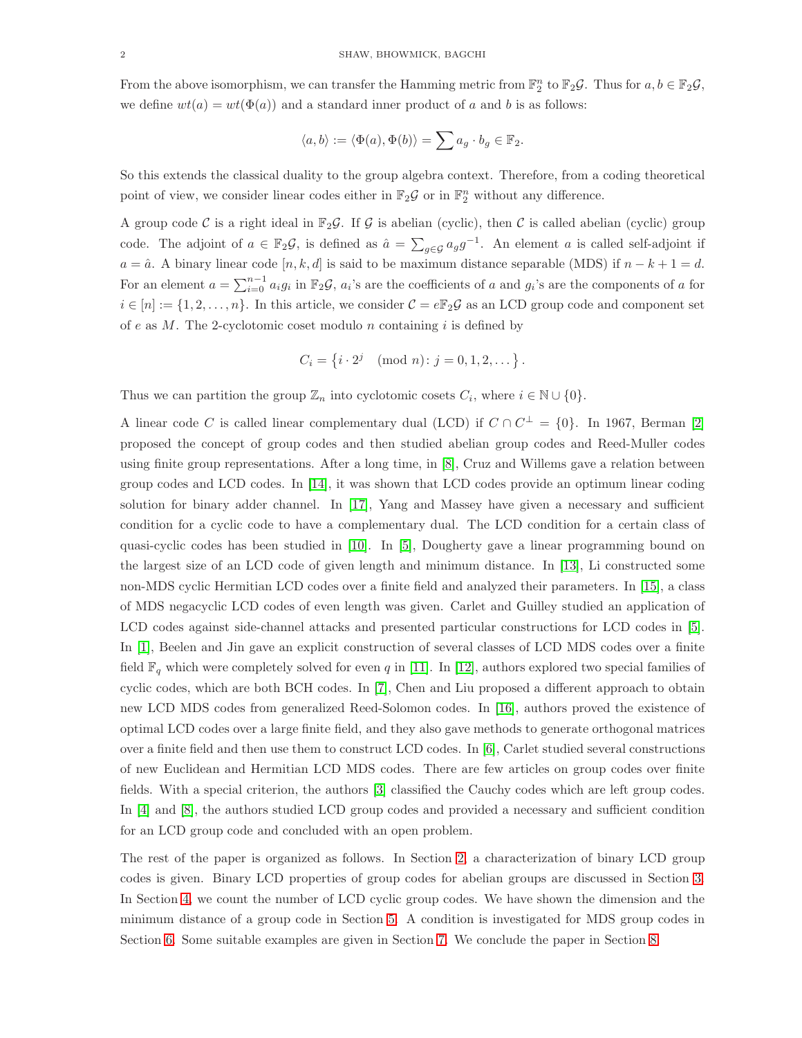From the above isomorphism, we can transfer the Hamming metric from $\mathbb{F}_2^n$ to $\mathbb{F}_2\mathcal{G}$. Thus for $a, b \in \mathbb{F}_2\mathcal{G}$, we define $wt(a) = wt(\Phi(a))$ and a standard inner product of $a$ and $b$ is as follows:

$$\langle a, b\rangle := \langle \Phi(a), \Phi(b)\rangle = \sum a_g \cdot b_g \in \mathbb{F}_2.$$

So this extends the classical duality to the group algebra context. Therefore, from a coding theoretical point of view, we consider linear codes either in $\mathbb{F}_2\mathcal{G}$ or in $\mathbb{F}_2^n$ without any difference.

A group code $\mathcal{C}$ is a right ideal in $\mathbb{F}_2\mathcal{G}$. If $\mathcal{G}$ is abelian (cyclic), then $\mathcal{C}$ is called abelian (cyclic) group code. The adjoint of $a \in \mathbb{F}_2\mathcal{G}$, is defined as $\hat{a} = \sum_{g\in\mathcal{G}} a_g g^{-1}$. An element $a$ is called self-adjoint if $a = \hat{a}$. A binary linear code $[n, k, d]$ is said to be maximum distance separable (MDS) if $n - k + 1 = d$. For an element $a = \sum_{i=0}^{n-1} a_i g_i$ in $\mathbb{F}_2\mathcal{G}$, $a_i$'s are the coefficients of $a$ and $g_i$'s are the components of $a$ for $i \in [n] := \{1, 2, \ldots, n\}$. In this article, we consider $\mathcal{C} = e\mathbb{F}_2\mathcal{G}$ as an LCD group code and component set of $e$ as $M$. The 2-cyclotomic coset modulo $n$ containing $i$ is defined by

$$C_i = \left\{ i \cdot 2^j \pmod{n} \colon j = 0, 1, 2, \ldots \right\}.$$

Thus we can partition the group $\mathbb{Z}_n$ into cyclotomic cosets $C_i$, where $i \in \mathbb{N} \cup \{0\}$.

A linear code $C$ is called linear complementary dual (LCD) if $C \cap C^{\perp} = \{0\}$. In 1967, Berman [2] proposed the concept of group codes and then studied abelian group codes and Reed-Muller codes using finite group representations. After a long time, in [8], Cruz and Willems gave a relation between group codes and LCD codes. In [14], it was shown that LCD codes provide an optimum linear coding solution for binary adder channel. In [17], Yang and Massey have given a necessary and sufficient condition for a cyclic code to have a complementary dual. The LCD condition for a certain class of quasi-cyclic codes has been studied in [10]. In [5], Dougherty gave a linear programming bound on the largest size of an LCD code of given length and minimum distance. In [13], Li constructed some non-MDS cyclic Hermitian LCD codes over a finite field and analyzed their parameters. In [15], a class of MDS negacyclic LCD codes of even length was given. Carlet and Guilley studied an application of LCD codes against side-channel attacks and presented particular constructions for LCD codes in [5]. In [1], Beelen and Jin gave an explicit construction of several classes of LCD MDS codes over a finite field $\mathbb{F}_q$ which were completely solved for even $q$ in [11]. In [12], authors explored two special families of cyclic codes, which are both BCH codes. In [7], Chen and Liu proposed a different approach to obtain new LCD MDS codes from generalized Reed-Solomon codes. In [16], authors proved the existence of optimal LCD codes over a large finite field, and they also gave methods to generate orthogonal matrices over a finite field and then use them to construct LCD codes. In [6], Carlet studied several constructions of new Euclidean and Hermitian LCD MDS codes. There are few articles on group codes over finite fields. With a special criterion, the authors [3] classified the Cauchy codes which are left group codes. In [4] and [8], the authors studied LCD group codes and provided a necessary and sufficient condition for an LCD group code and concluded with an open problem.

The rest of the paper is organized as follows. In Section 2, a characterization of binary LCD group codes is given. Binary LCD properties of group codes for abelian groups are discussed in Section 3. In Section 4, we count the number of LCD cyclic group codes. We have shown the dimension and the minimum distance of a group code in Section 5. A condition is investigated for MDS group codes in Section 6. Some suitable examples are given in Section 7. We conclude the paper in Section 8.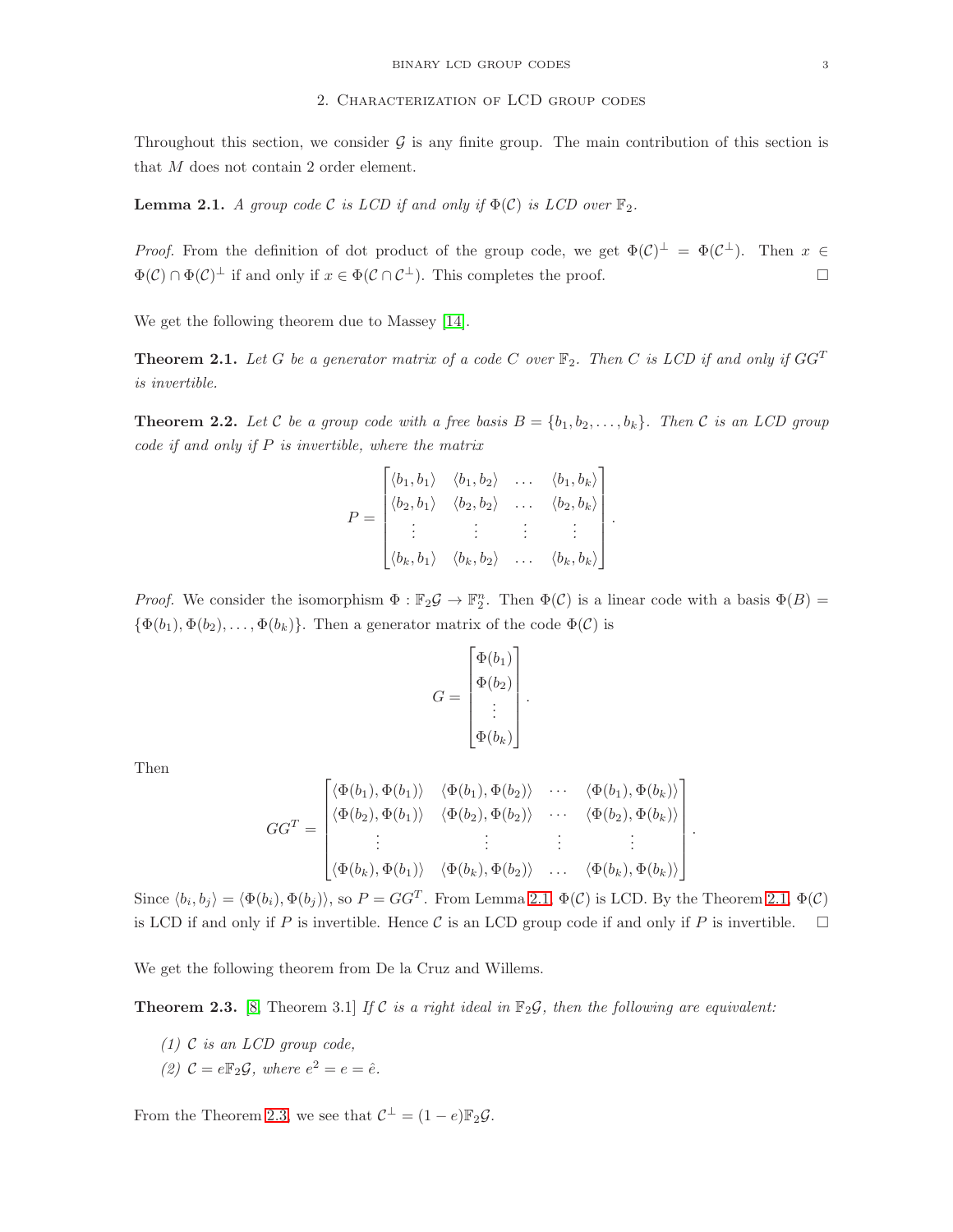## 2. Characterization of LCD group codes

Throughout this section, we consider $\mathcal{G}$ is any finite group. The main contribution of this section is that $M$ does not contain 2 order element.

**Lemma 2.1.** *A group code $\mathcal{C}$ is LCD if and only if $\Phi(\mathcal{C})$ is LCD over $\mathbb{F}_2$.*

*Proof.* From the definition of dot product of the group code, we get $\Phi(\mathcal{C})^\perp = \Phi(\mathcal{C}^\perp)$. Then $x \in \Phi(\mathcal{C}) \cap \Phi(\mathcal{C})^\perp$ if and only if $x \in \Phi(\mathcal{C} \cap \mathcal{C}^\perp)$. This completes the proof. $\square$

We get the following theorem due to Massey [14].

**Theorem 2.1.** *Let $G$ be a generator matrix of a code $C$ over $\mathbb{F}_2$. Then $C$ is LCD if and only if $GG^T$ is invertible.*

**Theorem 2.2.** *Let $\mathcal{C}$ be a group code with a free basis $B = \{b_1, b_2, \ldots, b_k\}$. Then $\mathcal{C}$ is an LCD group code if and only if $P$ is invertible, where the matrix*

$$P = \begin{bmatrix} \langle b_1, b_1\rangle & \langle b_1, b_2\rangle & \ldots & \langle b_1, b_k\rangle \\ \langle b_2, b_1\rangle & \langle b_2, b_2\rangle & \ldots & \langle b_2, b_k\rangle \\ \vdots & \vdots & \vdots & \vdots \\ \langle b_k, b_1\rangle & \langle b_k, b_2\rangle & \ldots & \langle b_k, b_k\rangle \end{bmatrix}.$$

*Proof.* We consider the isomorphism $\Phi : \mathbb{F}_2\mathcal{G} \to \mathbb{F}_2^n$. Then $\Phi(\mathcal{C})$ is a linear code with a basis $\Phi(B) = \{\Phi(b_1), \Phi(b_2), \ldots, \Phi(b_k)\}$. Then a generator matrix of the code $\Phi(\mathcal{C})$ is

$$G = \begin{bmatrix} \Phi(b_1) \\ \Phi(b_2) \\ \vdots \\ \Phi(b_k) \end{bmatrix}.$$

Then

$$GG^T = \begin{bmatrix} \langle \Phi(b_1), \Phi(b_1)\rangle & \langle \Phi(b_1), \Phi(b_2)\rangle & \cdots & \langle \Phi(b_1), \Phi(b_k)\rangle \\ \langle \Phi(b_2), \Phi(b_1)\rangle & \langle \Phi(b_2), \Phi(b_2)\rangle & \cdots & \langle \Phi(b_2), \Phi(b_k)\rangle \\ \vdots & \vdots & \vdots & \vdots \\ \langle \Phi(b_k), \Phi(b_1)\rangle & \langle \Phi(b_k), \Phi(b_2)\rangle & \ldots & \langle \Phi(b_k), \Phi(b_k)\rangle \end{bmatrix}.$$

Since $\langle b_i, b_j\rangle = \langle \Phi(b_i), \Phi(b_j)\rangle$, so $P = GG^T$. From Lemma 2.1, $\Phi(\mathcal{C})$ is LCD. By the Theorem 2.1, $\Phi(\mathcal{C})$ is LCD if and only if $P$ is invertible. Hence $\mathcal{C}$ is an LCD group code if and only if $P$ is invertible. $\square$

We get the following theorem from De la Cruz and Willems.

**Theorem 2.3.** [8, Theorem 3.1] *If $\mathcal{C}$ is a right ideal in $\mathbb{F}_2\mathcal{G}$, then the following are equivalent:*

*(1) $\mathcal{C}$ is an LCD group code,*

*(2) $\mathcal{C} = e\mathbb{F}_2\mathcal{G}$, where $e^2 = e = \hat{e}$.*

From the Theorem 2.3, we see that $\mathcal{C}^\perp = (1-e)\mathbb{F}_2\mathcal{G}$.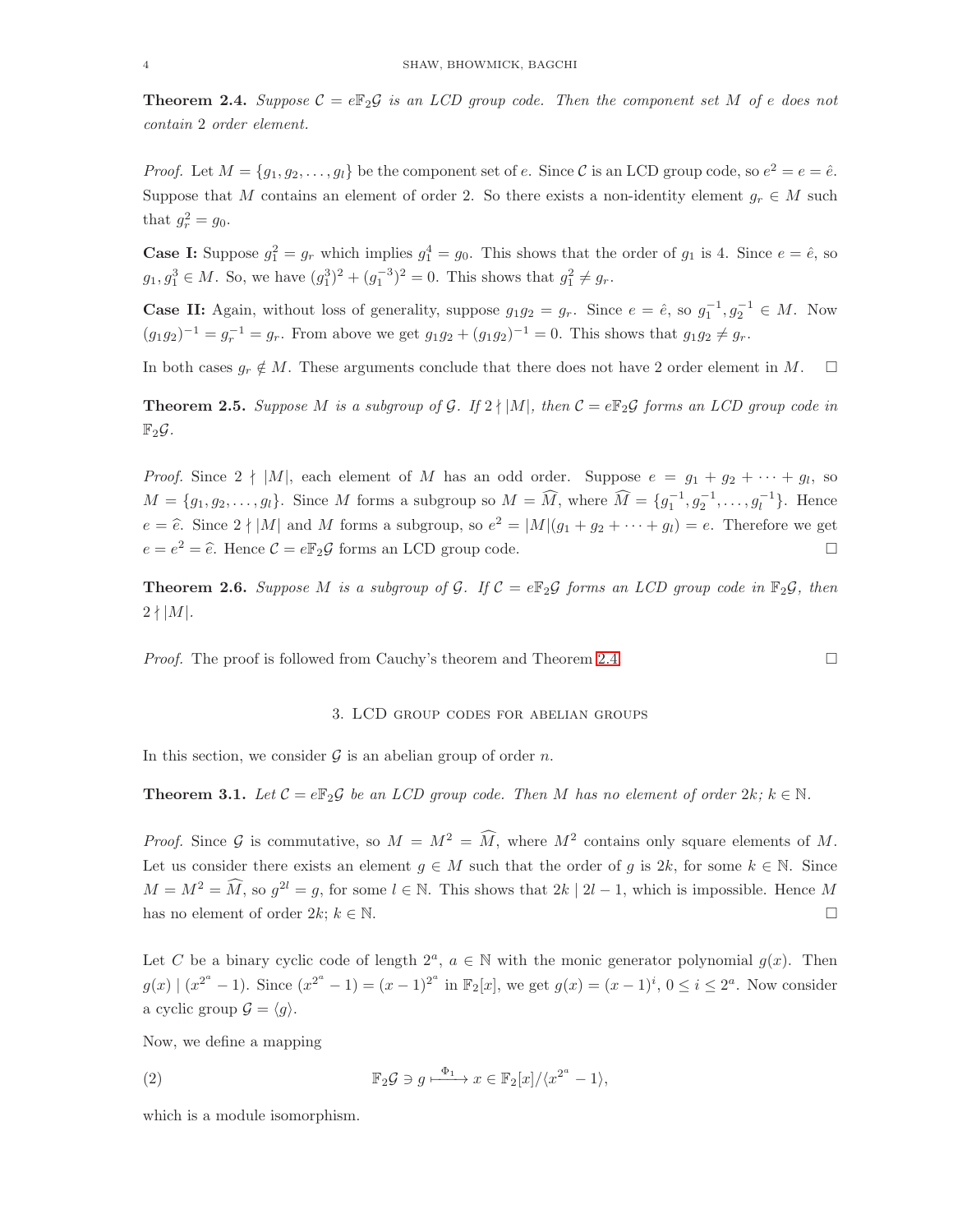**Theorem 2.4.** *Suppose $\mathcal{C} = e\mathbb{F}_2\mathcal{G}$ is an LCD group code. Then the component set $M$ of $e$ does not contain 2 order element.*

*Proof.* Let $M = \{g_1, g_2, \ldots, g_l\}$ be the component set of $e$. Since $\mathcal{C}$ is an LCD group code, so $e^2 = e = \hat{e}$. Suppose that $M$ contains an element of order 2. So there exists a non-identity element $g_r \in M$ such that $g_r^2 = g_0$.

**Case I:** Suppose $g_1^2 = g_r$ which implies $g_1^4 = g_0$. This shows that the order of $g_1$ is 4. Since $e = \hat{e}$, so $g_1, g_1^3 \in M$. So, we have $(g_1^3)^2 + (g_1^{-3})^2 = 0$. This shows that $g_1^2 \neq g_r$.

**Case II:** Again, without loss of generality, suppose $g_1 g_2 = g_r$. Since $e = \hat{e}$, so $g_1^{-1}, g_2^{-1} \in M$. Now $(g_1 g_2)^{-1} = g_r^{-1} = g_r$. From above we get $g_1 g_2 + (g_1 g_2)^{-1} = 0$. This shows that $g_1 g_2 \neq g_r$.

In both cases $g_r \notin M$. These arguments conclude that there does not have 2 order element in $M$. □

**Theorem 2.5.** *Suppose $M$ is a subgroup of $\mathcal{G}$. If $2 \nmid |M|$, then $\mathcal{C} = e\mathbb{F}_2\mathcal{G}$ forms an LCD group code in $\mathbb{F}_2\mathcal{G}$.*

*Proof.* Since $2 \nmid |M|$, each element of $M$ has an odd order. Suppose $e = g_1 + g_2 + \cdots + g_l$, so $M = \{g_1, g_2, \ldots, g_l\}$. Since $M$ forms a subgroup so $M = \widehat{M}$, where $\widehat{M} = \{g_1^{-1}, g_2^{-1}, \ldots, g_l^{-1}\}$. Hence $e = \widehat{e}$. Since $2 \nmid |M|$ and $M$ forms a subgroup, so $e^2 = |M|(g_1 + g_2 + \cdots + g_l) = e$. Therefore we get $e = e^2 = \widehat{e}$. Hence $\mathcal{C} = e\mathbb{F}_2\mathcal{G}$ forms an LCD group code. □

**Theorem 2.6.** *Suppose $M$ is a subgroup of $\mathcal{G}$. If $\mathcal{C} = e\mathbb{F}_2\mathcal{G}$ forms an LCD group code in $\mathbb{F}_2\mathcal{G}$, then $2 \nmid |M|$.*

*Proof.* The proof is followed from Cauchy's theorem and Theorem 2.4. □

## 3. LCD group codes for abelian groups

In this section, we consider $\mathcal{G}$ is an abelian group of order $n$.

**Theorem 3.1.** *Let $\mathcal{C} = e\mathbb{F}_2\mathcal{G}$ be an LCD group code. Then $M$ has no element of order $2k$; $k \in \mathbb{N}$.*

*Proof.* Since $\mathcal{G}$ is commutative, so $M = M^2 = \widehat{M}$, where $M^2$ contains only square elements of $M$. Let us consider there exists an element $g \in M$ such that the order of $g$ is $2k$, for some $k \in \mathbb{N}$. Since $M = M^2 = \widehat{M}$, so $g^{2l} = g$, for some $l \in \mathbb{N}$. This shows that $2k \mid 2l - 1$, which is impossible. Hence $M$ has no element of order $2k$; $k \in \mathbb{N}$. □

Let $C$ be a binary cyclic code of length $2^a$, $a \in \mathbb{N}$ with the monic generator polynomial $g(x)$. Then $g(x) \mid (x^{2^a} - 1)$. Since $(x^{2^a} - 1) = (x - 1)^{2^a}$ in $\mathbb{F}_2[x]$, we get $g(x) = (x - 1)^i$, $0 \leq i \leq 2^a$. Now consider a cyclic group $\mathcal{G} = \langle g \rangle$.

Now, we define a mapping

$$\mathbb{F}_2\mathcal{G} \ni g \xmapsto{\Phi_1} x \in \mathbb{F}_2[x]/\langle x^{2^a} - 1 \rangle, \tag{2}$$

which is a module isomorphism.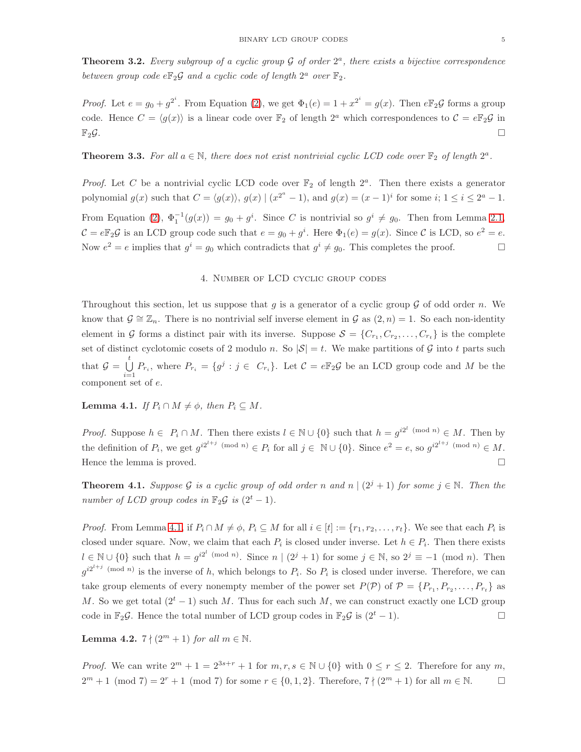**Theorem 3.2.** *Every subgroup of a cyclic group $\mathcal{G}$ of order $2^a$, there exists a bijective correspondence between group code $e\mathbb{F}_2\mathcal{G}$ and a cyclic code of length $2^a$ over $\mathbb{F}_2$.*

*Proof.* Let $e = g_0 + g^{2^i}$. From Equation (2), we get $\Phi_1(e) = 1 + x^{2^i} = g(x)$. Then $e\mathbb{F}_2\mathcal{G}$ forms a group code. Hence $C = \langle g(x) \rangle$ is a linear code over $\mathbb{F}_2$ of length $2^a$ which correspondences to $\mathcal{C} = e\mathbb{F}_2\mathcal{G}$ in $\mathbb{F}_2\mathcal{G}$. $\square$

**Theorem 3.3.** *For all $a \in \mathbb{N}$, there does not exist nontrivial cyclic LCD code over $\mathbb{F}_2$ of length $2^a$.*

*Proof.* Let $C$ be a nontrivial cyclic LCD code over $\mathbb{F}_2$ of length $2^a$. Then there exists a generator polynomial $g(x)$ such that $C = \langle g(x) \rangle$, $g(x) \mid (x^{2^a} - 1)$, and $g(x) = (x-1)^i$ for some $i$; $1 \leq i \leq 2^a - 1$. From Equation (2), $\Phi_1^{-1}(g(x)) = g_0 + g^i$. Since $C$ is nontrivial so $g^i \neq g_0$. Then from Lemma 2.1, $\mathcal{C} = e\mathbb{F}_2\mathcal{G}$ is an LCD group code such that $e = g_0 + g^i$. Here $\Phi_1(e) = g(x)$. Since $\mathcal{C}$ is LCD, so $e^2 = e$. Now $e^2 = e$ implies that $g^i = g_0$ which contradicts that $g^i \neq g_0$. This completes the proof. $\square$

## 4. Number of LCD cyclic group codes

Throughout this section, let us suppose that $g$ is a generator of a cyclic group $\mathcal{G}$ of odd order $n$. We know that $\mathcal{G} \cong \mathbb{Z}_n$. There is no nontrivial self inverse element in $\mathcal{G}$ as $(2, n) = 1$. So each non-identity element in $\mathcal{G}$ forms a distinct pair with its inverse. Suppose $\mathcal{S} = \{C_{r_1}, C_{r_2}, \dots, C_{r_t}\}$ is the complete set of distinct cyclotomic cosets of 2 modulo $n$. So $|\mathcal{S}| = t$. We make partitions of $\mathcal{G}$ into $t$ parts such that $\mathcal{G} = \bigcup_{i=1}^{t} P_{r_i}$, where $P_{r_i} = \{g^j : j \in C_{r_i}\}$. Let $\mathcal{C} = e\mathbb{F}_2\mathcal{G}$ be an LCD group code and $M$ be the component set of $e$.

**Lemma 4.1.** *If $P_i \cap M \neq \phi$, then $P_i \subseteq M$.*

*Proof.* Suppose $h \in P_i \cap M$. Then there exists $l \in \mathbb{N} \cup \{0\}$ such that $h = g^{i2^l \pmod n} \in M$. Then by the definition of $P_i$, we get $g^{i2^{l+j} \pmod n} \in P_i$ for all $j \in \mathbb{N} \cup \{0\}$. Since $e^2 = e$, so $g^{i2^{l+j} \pmod n} \in M$. Hence the lemma is proved. $\square$

**Theorem 4.1.** *Suppose $\mathcal{G}$ is a cyclic group of odd order $n$ and $n \mid (2^j + 1)$ for some $j \in \mathbb{N}$. Then the number of LCD group codes in $\mathbb{F}_2\mathcal{G}$ is $(2^t - 1)$.*

*Proof.* From Lemma 4.1, if $P_i \cap M \neq \phi$, $P_i \subseteq M$ for all $i \in [t] := \{r_1, r_2, \dots, r_t\}$. We see that each $P_i$ is closed under square. Now, we claim that each $P_i$ is closed under inverse. Let $h \in P_i$. Then there exists $l \in \mathbb{N} \cup \{0\}$ such that $h = g^{i2^l \pmod n}$. Since $n \mid (2^j + 1)$ for some $j \in \mathbb{N}$, so $2^j \equiv -1 \pmod n$. Then $g^{i2^{l+j} \pmod n}$ is the inverse of $h$, which belongs to $P_i$. So $P_i$ is closed under inverse. Therefore, we can take group elements of every nonempty member of the power set $P(\mathcal{P})$ of $\mathcal{P} = \{P_{r_1}, P_{r_2}, \dots, P_{r_t}\}$ as $M$. So we get total $(2^t - 1)$ such $M$. Thus for each such $M$, we can construct exactly one LCD group code in $\mathbb{F}_2\mathcal{G}$. Hence the total number of LCD group codes in $\mathbb{F}_2\mathcal{G}$ is $(2^t - 1)$. $\square$

**Lemma 4.2.** *$7 \nmid (2^m + 1)$ for all $m \in \mathbb{N}$.*

*Proof.* We can write $2^m + 1 = 2^{3s+r} + 1$ for $m, r, s \in \mathbb{N} \cup \{0\}$ with $0 \leq r \leq 2$. Therefore for any $m$, $2^m + 1 \pmod 7 = 2^r + 1 \pmod 7$ for some $r \in \{0, 1, 2\}$. Therefore, $7 \nmid (2^m + 1)$ for all $m \in \mathbb{N}$. $\square$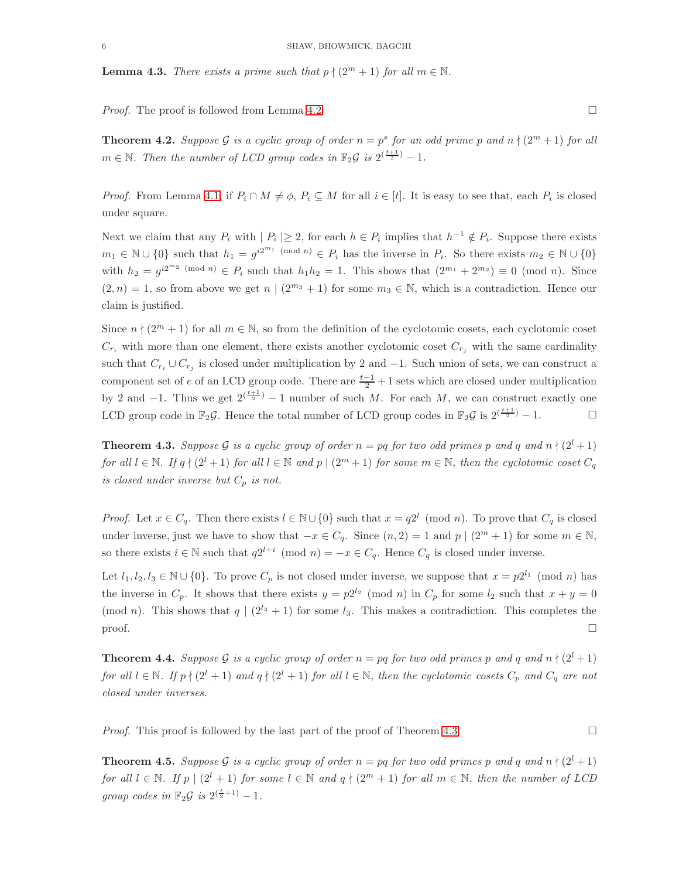**Lemma 4.3.** *There exists a prime such that $p \nmid (2^m + 1)$ for all $m \in \mathbb{N}$.*

*Proof.* The proof is followed from Lemma 4.2. □

**Theorem 4.2.** *Suppose $\mathcal{G}$ is a cyclic group of order $n = p^s$ for an odd prime $p$ and $n \nmid (2^m + 1)$ for all $m \in \mathbb{N}$. Then the number of LCD group codes in $\mathbb{F}_2\mathcal{G}$ is $2^{(\frac{t+1}{2})} - 1$.*

*Proof.* From Lemma 4.1, if $P_i \cap M \neq \phi$, $P_i \subseteq M$ for all $i \in [t]$. It is easy to see that, each $P_i$ is closed under square.

Next we claim that any $P_i$ with $| P_i | \geq 2$, for each $h \in P_i$ implies that $h^{-1} \notin P_i$. Suppose there exists $m_1 \in \mathbb{N} \cup \{0\}$ such that $h_1 = g^{i2^{m_1} \pmod n} \in P_i$ has the inverse in $P_i$. So there exists $m_2 \in \mathbb{N} \cup \{0\}$ with $h_2 = g^{i2^{m_2} \pmod n} \in P_i$ such that $h_1 h_2 = 1$. This shows that $(2^{m_1} + 2^{m_2}) \equiv 0 \pmod n$. Since $(2, n) = 1$, so from above we get $n \mid (2^{m_3} + 1)$ for some $m_3 \in \mathbb{N}$, which is a contradiction. Hence our claim is justified.

Since $n \nmid (2^m + 1)$ for all $m \in \mathbb{N}$, so from the definition of the cyclotomic cosets, each cyclotomic coset $C_{r_i}$ with more than one element, there exists another cyclotomic coset $C_{r_j}$ with the same cardinality such that $C_{r_i} \cup C_{r_j}$ is closed under multiplication by 2 and $-1$. Such union of sets, we can construct a component set of $e$ of an LCD group code. There are $\frac{t-1}{2} + 1$ sets which are closed under multiplication by 2 and $-1$. Thus we get $2^{(\frac{t+1}{2})} - 1$ number of such $M$. For each $M$, we can construct exactly one LCD group code in $\mathbb{F}_2\mathcal{G}$. Hence the total number of LCD group codes in $\mathbb{F}_2\mathcal{G}$ is $2^{(\frac{t+1}{2})} - 1$. □

**Theorem 4.3.** *Suppose $\mathcal{G}$ is a cyclic group of order $n = pq$ for two odd primes $p$ and $q$ and $n \nmid (2^l + 1)$ for all $l \in \mathbb{N}$. If $q \nmid (2^l + 1)$ for all $l \in \mathbb{N}$ and $p \mid (2^m + 1)$ for some $m \in \mathbb{N}$, then the cyclotomic coset $C_q$ is closed under inverse but $C_p$ is not.*

*Proof.* Let $x \in C_q$. Then there exists $l \in \mathbb{N} \cup \{0\}$ such that $x = q2^l \pmod n$. To prove that $C_q$ is closed under inverse, just we have to show that $-x \in C_q$. Since $(n, 2) = 1$ and $p \mid (2^m + 1)$ for some $m \in \mathbb{N}$, so there exists $i \in \mathbb{N}$ such that $q2^{l+i} \pmod n = -x \in C_q$. Hence $C_q$ is closed under inverse.

Let $l_1, l_2, l_3 \in \mathbb{N} \cup \{0\}$. To prove $C_p$ is not closed under inverse, we suppose that $x = p2^{l_1} \pmod n$ has the inverse in $C_p$. It shows that there exists $y = p2^{l_2} \pmod n$ in $C_p$ for some $l_2$ such that $x + y = 0 \pmod n$. This shows that $q \mid (2^{l_3} + 1)$ for some $l_3$. This makes a contradiction. This completes the proof. □

**Theorem 4.4.** *Suppose $\mathcal{G}$ is a cyclic group of order $n = pq$ for two odd primes $p$ and $q$ and $n \nmid (2^l + 1)$ for all $l \in \mathbb{N}$. If $p \nmid (2^l + 1)$ and $q \nmid (2^l + 1)$ for all $l \in \mathbb{N}$, then the cyclotomic cosets $C_p$ and $C_q$ are not closed under inverses.*

*Proof.* This proof is followed by the last part of the proof of Theorem 4.3. □

**Theorem 4.5.** *Suppose $\mathcal{G}$ is a cyclic group of order $n = pq$ for two odd primes $p$ and $q$ and $n \nmid (2^l + 1)$ for all $l \in \mathbb{N}$. If $p \mid (2^l + 1)$ for some $l \in \mathbb{N}$ and $q \nmid (2^m + 1)$ for all $m \in \mathbb{N}$, then the number of LCD group codes in $\mathbb{F}_2\mathcal{G}$ is $2^{(\frac{t}{2}+1)} - 1$.*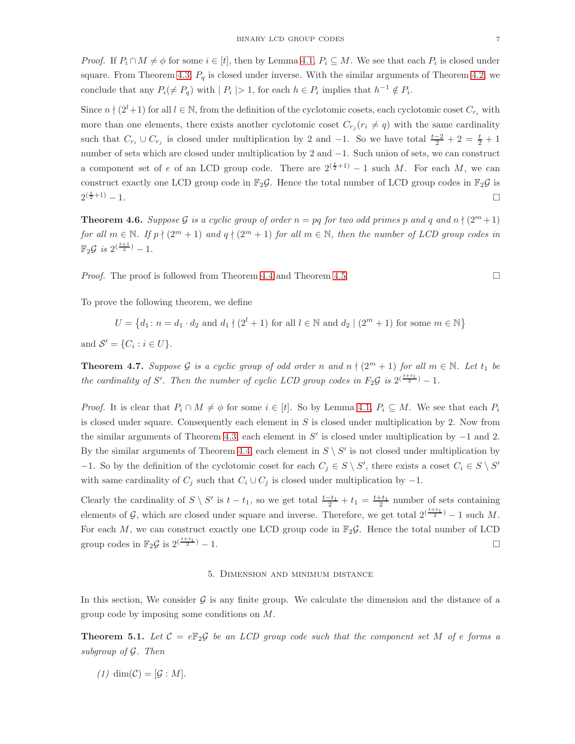*Proof.* If $P_i \cap M \neq \phi$ for some $i \in [t]$, then by Lemma 4.1, $P_i \subseteq M$. We see that each $P_i$ is closed under square. From Theorem 4.3, $P_q$ is closed under inverse. With the similar arguments of Theorem 4.2, we conclude that any $P_i(\neq P_q)$ with $|P_i| > 1$, for each $h \in P_i$ implies that $h^{-1} \notin P_i$.

Since $n \nmid (2^l+1)$ for all $l \in \mathbb{N}$, from the definition of the cyclotomic cosets, each cyclotomic coset $C_{r_i}$ with more than one elements, there exists another cyclotomic coset $C_{r_j}(r_i \neq q)$ with the same cardinality such that $C_{r_i} \cup C_{r_j}$ is closed under multiplication by 2 and $-1$. So we have total $\frac{t-2}{2} + 2 = \frac{t}{2} + 1$ number of sets which are closed under multiplication by 2 and $-1$. Such union of sets, we can construct a component set of $e$ of an LCD group code. There are $2^{(\frac{t}{2}+1)} - 1$ such $M$. For each $M$, we can construct exactly one LCD group code in $\mathbb{F}_2\mathcal{G}$. Hence the total number of LCD group codes in $\mathbb{F}_2\mathcal{G}$ is $2^{(\frac{t}{2}+1)} - 1$. $\square$

**Theorem 4.6.** *Suppose $\mathcal{G}$ is a cyclic group of order $n = pq$ for two odd primes $p$ and $q$ and $n \nmid (2^m+1)$ for all $m \in \mathbb{N}$. If $p \nmid (2^m + 1)$ and $q \nmid (2^m + 1)$ for all $m \in \mathbb{N}$, then the number of LCD group codes in $\mathbb{F}_2\mathcal{G}$ is $2^{(\frac{t+1}{2})} - 1$.*

*Proof.* The proof is followed from Theorem 4.4 and Theorem 4.5. $\square$

To prove the following theorem, we define

$$U = \{d_1 : n = d_1 \cdot d_2 \text{ and } d_1 \nmid (2^l + 1) \text{ for all } l \in \mathbb{N} \text{ and } d_2 \mid (2^m + 1) \text{ for some } m \in \mathbb{N}\}$$

and $\mathcal{S}' = \{C_i : i \in U\}$.

**Theorem 4.7.** *Suppose $\mathcal{G}$ is a cyclic group of odd order $n$ and $n \nmid (2^m + 1)$ for all $m \in \mathbb{N}$. Let $t_1$ be the cardinality of $S'$. Then the number of cyclic LCD group codes in $F_2\mathcal{G}$ is $2^{(\frac{t+t_1}{2})} - 1$.*

*Proof.* It is clear that $P_i \cap M \neq \phi$ for some $i \in [t]$. So by Lemma 4.1, $P_i \subseteq M$. We see that each $P_i$ is closed under square. Consequently each element in $S$ is closed under multiplication by 2. Now from the similar arguments of Theorem 4.3, each element in $S'$ is closed under multiplication by $-1$ and 2. By the similar arguments of Theorem 4.4, each element in $S \setminus S'$ is not closed under multiplication by $-1$. So by the definition of the cyclotomic coset for each $C_j \in S \setminus S'$, there exists a coset $C_i \in S \setminus S'$ with same cardinality of $C_j$ such that $C_i \cup C_j$ is closed under multiplication by $-1$.

Clearly the cardinality of $S \setminus S'$ is $t - t_1$, so we get total $\frac{t-t_1}{2} + t_1 = \frac{t+t_1}{2}$ number of sets containing elements of $\mathcal{G}$, which are closed under square and inverse. Therefore, we get total $2^{(\frac{t+t_1}{2})} - 1$ such $M$. For each $M$, we can construct exactly one LCD group code in $\mathbb{F}_2\mathcal{G}$. Hence the total number of LCD group codes in $\mathbb{F}_2\mathcal{G}$ is $2^{(\frac{t+t_1}{2})} - 1$. $\square$

## 5. Dimension and minimum distance

In this section, We consider $\mathcal{G}$ is any finite group. We calculate the dimension and the distance of a group code by imposing some conditions on $M$.

**Theorem 5.1.** *Let $\mathcal{C} = e\mathbb{F}_2\mathcal{G}$ be an LCD group code such that the component set $M$ of $e$ forms a subgroup of $\mathcal{G}$. Then*

*(1)* $\dim(\mathcal{C}) = [\mathcal{G} : M]$.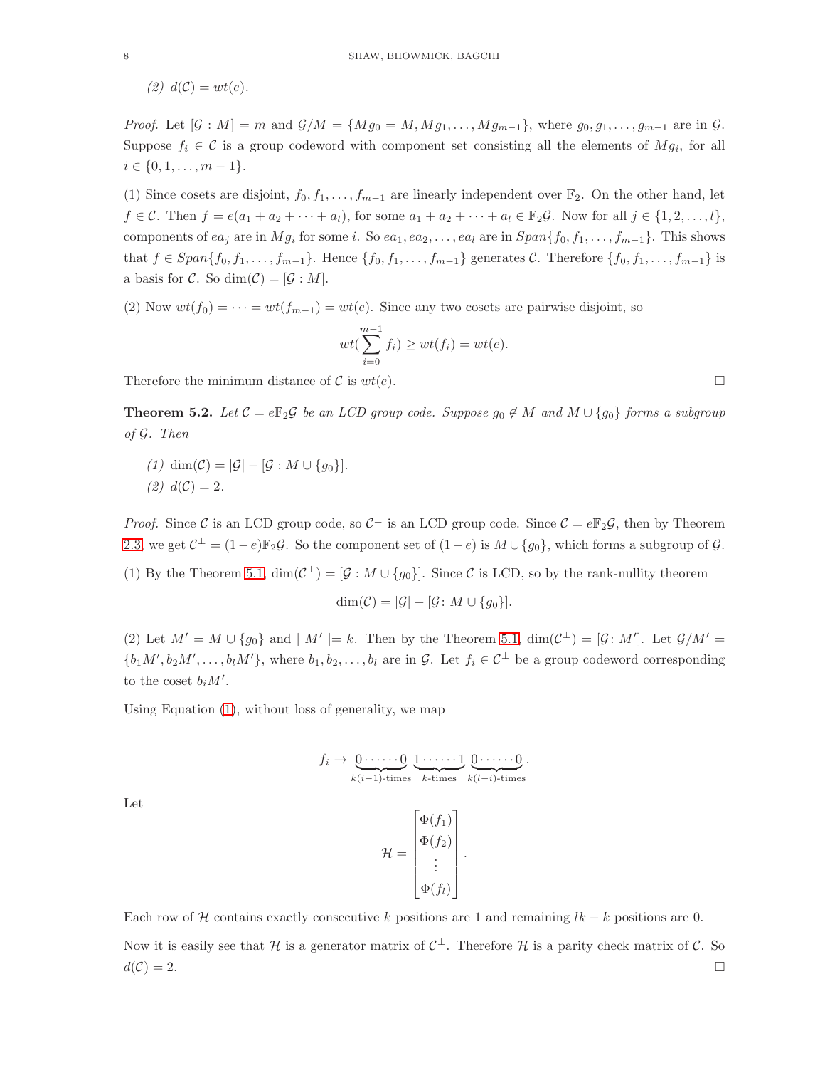(2) $d(\mathcal{C}) = wt(e)$.

*Proof.* Let $[\mathcal{G} : M] = m$ and $\mathcal{G}/M = \{Mg_0 = M, Mg_1, \ldots, Mg_{m-1}\}$, where $g_0, g_1, \ldots, g_{m-1}$ are in $\mathcal{G}$. Suppose $f_i \in \mathcal{C}$ is a group codeword with component set consisting all the elements of $Mg_i$, for all $i \in \{0, 1, \ldots, m-1\}$.

(1) Since cosets are disjoint, $f_0, f_1, \ldots, f_{m-1}$ are linearly independent over $\mathbb{F}_2$. On the other hand, let $f \in \mathcal{C}$. Then $f = e(a_1 + a_2 + \cdots + a_l)$, for some $a_1 + a_2 + \cdots + a_l \in \mathbb{F}_2\mathcal{G}$. Now for all $j \in \{1, 2, \ldots, l\}$, components of $ea_j$ are in $Mg_i$ for some $i$. So $ea_1, ea_2, \ldots, ea_l$ are in $Span\{f_0, f_1, \ldots, f_{m-1}\}$. This shows that $f \in Span\{f_0, f_1, \ldots, f_{m-1}\}$. Hence $\{f_0, f_1, \ldots, f_{m-1}\}$ generates $\mathcal{C}$. Therefore $\{f_0, f_1, \ldots, f_{m-1}\}$ is a basis for $\mathcal{C}$. So $\dim(\mathcal{C}) = [\mathcal{G} : M]$.

(2) Now $wt(f_0) = \cdots = wt(f_{m-1}) = wt(e)$. Since any two cosets are pairwise disjoint, so

$$wt(\sum_{i=0}^{m-1} f_i) \geq wt(f_i) = wt(e).$$

Therefore the minimum distance of $\mathcal{C}$ is $wt(e)$. □

**Theorem 5.2.** *Let $\mathcal{C} = e\mathbb{F}_2\mathcal{G}$ be an LCD group code. Suppose $g_0 \notin M$ and $M \cup \{g_0\}$ forms a subgroup of $\mathcal{G}$. Then*

(1) $\dim(\mathcal{C}) = |\mathcal{G}| - [\mathcal{G} : M \cup \{g_0\}]$.

(2) $d(\mathcal{C}) = 2$.

*Proof.* Since $\mathcal{C}$ is an LCD group code, so $\mathcal{C}^\perp$ is an LCD group code. Since $\mathcal{C} = e\mathbb{F}_2\mathcal{G}$, then by Theorem 2.3, we get $\mathcal{C}^\perp = (1-e)\mathbb{F}_2\mathcal{G}$. So the component set of $(1-e)$ is $M \cup \{g_0\}$, which forms a subgroup of $\mathcal{G}$.

(1) By the Theorem 5.1, $\dim(\mathcal{C}^\perp) = [\mathcal{G} : M \cup \{g_0\}]$. Since $\mathcal{C}$ is LCD, so by the rank-nullity theorem

$$\dim(\mathcal{C}) = |\mathcal{G}| - [\mathcal{G} \colon M \cup \{g_0\}].$$

(2) Let $M' = M \cup \{g_0\}$ and $\mid M' \mid = k$. Then by the Theorem 5.1, $\dim(\mathcal{C}^\perp) = [\mathcal{G} \colon M']$. Let $\mathcal{G}/M' = \{b_1M', b_2M', \ldots, b_lM'\}$, where $b_1, b_2, \ldots, b_l$ are in $\mathcal{G}$. Let $f_i \in \mathcal{C}^\perp$ be a group codeword corresponding to the coset $b_iM'$.

Using Equation (1), without loss of generality, we map

$$f_i \to \underbrace{0 \cdots\cdots 0}_{k(i-1)\text{-times}}\ \underbrace{1 \cdots\cdots 1}_{k\text{-times}}\ \underbrace{0 \cdots\cdots 0}_{k(l-i)\text{-times}}.$$

Let

$$\mathcal{H} = \begin{bmatrix} \Phi(f_1) \\ \Phi(f_2) \\ \vdots \\ \Phi(f_l) \end{bmatrix}.$$

Each row of $\mathcal{H}$ contains exactly consecutive $k$ positions are 1 and remaining $lk - k$ positions are 0.

Now it is easily see that $\mathcal{H}$ is a generator matrix of $\mathcal{C}^\perp$. Therefore $\mathcal{H}$ is a parity check matrix of $\mathcal{C}$. So $d(\mathcal{C}) = 2$. □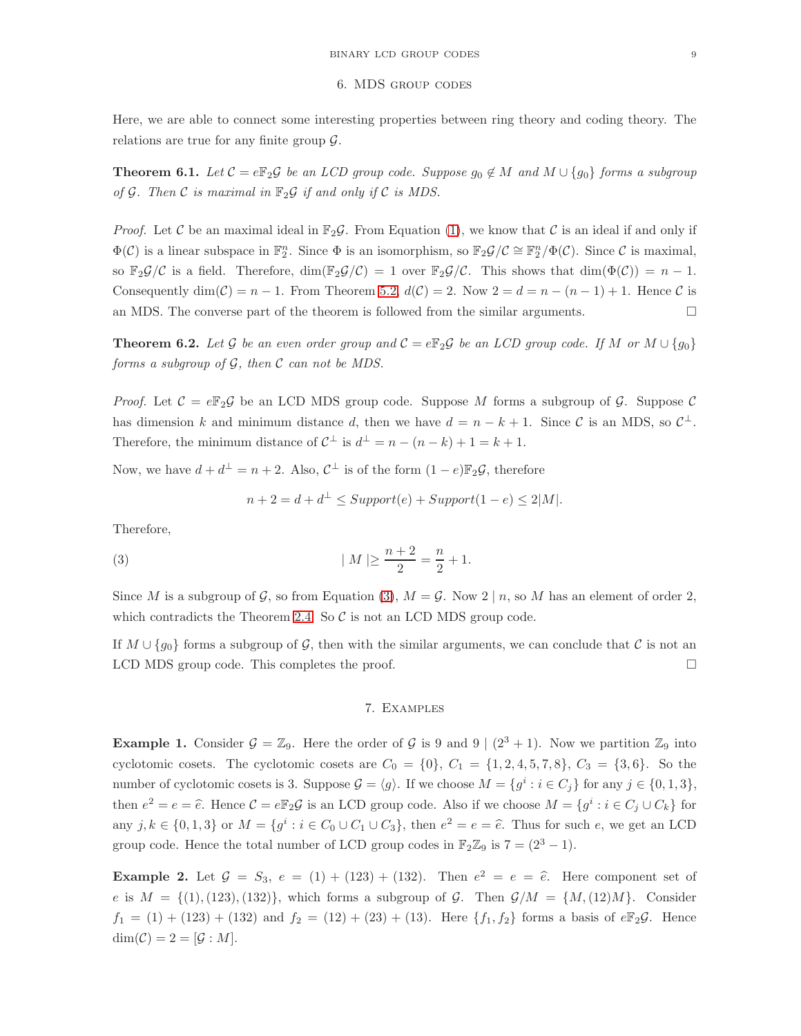## 6. MDS group codes

Here, we are able to connect some interesting properties between ring theory and coding theory. The relations are true for any finite group $\mathcal{G}$.

**Theorem 6.1.** *Let $\mathcal{C} = e\mathbb{F}_2\mathcal{G}$ be an LCD group code. Suppose $g_0 \notin M$ and $M \cup \{g_0\}$ forms a subgroup of $\mathcal{G}$. Then $\mathcal{C}$ is maximal in $\mathbb{F}_2\mathcal{G}$ if and only if $\mathcal{C}$ is MDS.*

*Proof.* Let $\mathcal{C}$ be an maximal ideal in $\mathbb{F}_2\mathcal{G}$. From Equation (1), we know that $\mathcal{C}$ is an ideal if and only if $\Phi(\mathcal{C})$ is a linear subspace in $\mathbb{F}_2^n$. Since $\Phi$ is an isomorphism, so $\mathbb{F}_2\mathcal{G}/\mathcal{C} \cong \mathbb{F}_2^n/\Phi(\mathcal{C})$. Since $\mathcal{C}$ is maximal, so $\mathbb{F}_2\mathcal{G}/\mathcal{C}$ is a field. Therefore, $\dim(\mathbb{F}_2\mathcal{G}/\mathcal{C}) = 1$ over $\mathbb{F}_2\mathcal{G}/\mathcal{C}$. This shows that $\dim(\Phi(\mathcal{C})) = n-1$. Consequently $\dim(\mathcal{C}) = n-1$. From Theorem 5.2, $d(\mathcal{C}) = 2$. Now $2 = d = n-(n-1)+1$. Hence $\mathcal{C}$ is an MDS. The converse part of the theorem is followed from the similar arguments. □

**Theorem 6.2.** *Let $\mathcal{G}$ be an even order group and $\mathcal{C} = e\mathbb{F}_2\mathcal{G}$ be an LCD group code. If $M$ or $M \cup \{g_0\}$ forms a subgroup of $\mathcal{G}$, then $\mathcal{C}$ can not be MDS.*

*Proof.* Let $\mathcal{C} = e\mathbb{F}_2\mathcal{G}$ be an LCD MDS group code. Suppose $M$ forms a subgroup of $\mathcal{G}$. Suppose $\mathcal{C}$ has dimension $k$ and minimum distance $d$, then we have $d = n-k+1$. Since $\mathcal{C}$ is an MDS, so $\mathcal{C}^\perp$. Therefore, the minimum distance of $\mathcal{C}^\perp$ is $d^\perp = n-(n-k)+1 = k+1$.

Now, we have $d + d^\perp = n+2$. Also, $\mathcal{C}^\perp$ is of the form $(1-e)\mathbb{F}_2\mathcal{G}$, therefore

$$n+2 = d + d^\perp \leq Support(e) + Support(1-e) \leq 2|M|.$$

Therefore,

$$| M | \geq \frac{n+2}{2} = \frac{n}{2} + 1. \tag{3}$$

Since $M$ is a subgroup of $\mathcal{G}$, so from Equation (3), $M = \mathcal{G}$. Now $2 \mid n$, so $M$ has an element of order 2, which contradicts the Theorem 2.4. So $\mathcal{C}$ is not an LCD MDS group code.

If $M \cup \{g_0\}$ forms a subgroup of $\mathcal{G}$, then with the similar arguments, we can conclude that $\mathcal{C}$ is not an LCD MDS group code. This completes the proof. □

## 7. Examples

**Example 1.** Consider $\mathcal{G} = \mathbb{Z}_9$. Here the order of $\mathcal{G}$ is 9 and $9 \mid (2^3+1)$. Now we partition $\mathbb{Z}_9$ into cyclotomic cosets. The cyclotomic cosets are $C_0 = \{0\}$, $C_1 = \{1,2,4,5,7,8\}$, $C_3 = \{3,6\}$. So the number of cyclotomic cosets is 3. Suppose $\mathcal{G} = \langle g \rangle$. If we choose $M = \{g^i : i \in C_j\}$ for any $j \in \{0,1,3\}$, then $e^2 = e = \widehat{e}$. Hence $\mathcal{C} = e\mathbb{F}_2\mathcal{G}$ is an LCD group code. Also if we choose $M = \{g^i : i \in C_j \cup C_k\}$ for any $j,k \in \{0,1,3\}$ or $M = \{g^i : i \in C_0 \cup C_1 \cup C_3\}$, then $e^2 = e = \widehat{e}$. Thus for such $e$, we get an LCD group code. Hence the total number of LCD group codes in $\mathbb{F}_2\mathbb{Z}_9$ is $7 = (2^3 - 1)$.

**Example 2.** Let $\mathcal{G} = S_3$, $e = (1) + (123) + (132)$. Then $e^2 = e = \widehat{e}$. Here component set of $e$ is $M = \{(1), (123), (132)\}$, which forms a subgroup of $\mathcal{G}$. Then $\mathcal{G}/M = \{M, (12)M\}$. Consider $f_1 = (1) + (123) + (132)$ and $f_2 = (12) + (23) + (13)$. Here $\{f_1, f_2\}$ forms a basis of $e\mathbb{F}_2\mathcal{G}$. Hence $\dim(\mathcal{C}) = 2 = [\mathcal{G} : M]$.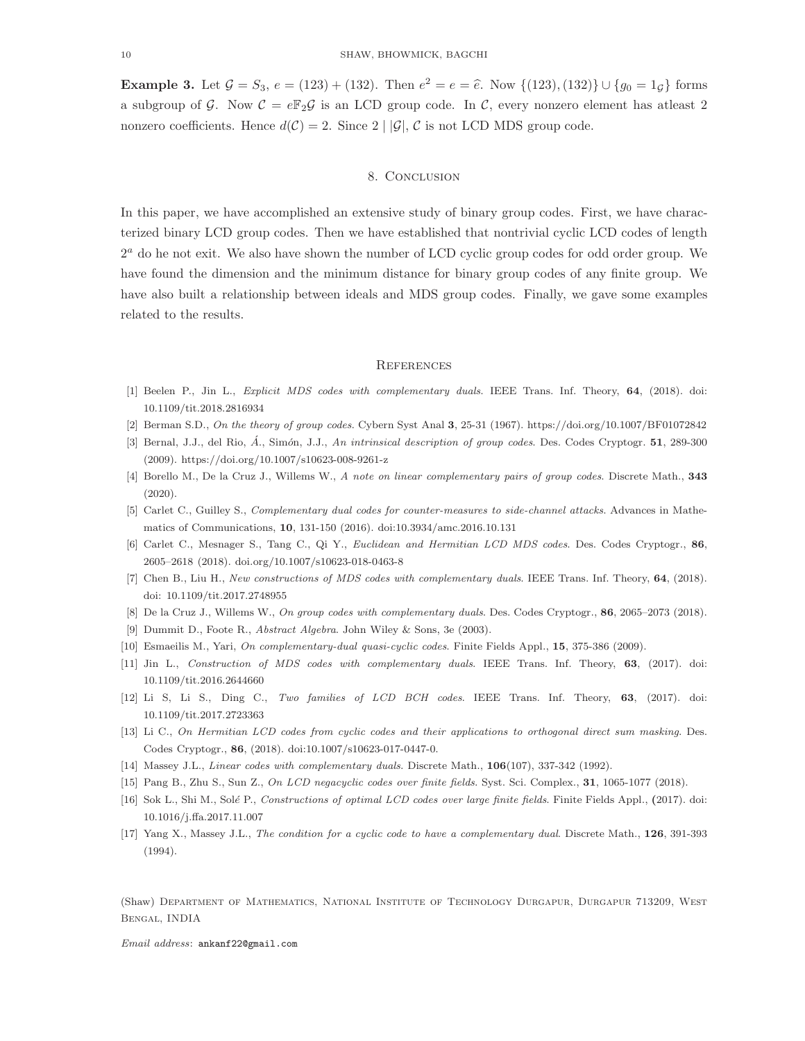**Example 3.** Let $\mathcal{G} = S_3$, $e = (123) + (132)$. Then $e^2 = e = \widehat{e}$. Now $\{(123), (132)\} \cup \{g_0 = 1_{\mathcal{G}}\}$ forms a subgroup of $\mathcal{G}$. Now $\mathcal{C} = e\mathbb{F}_2\mathcal{G}$ is an LCD group code. In $\mathcal{C}$, every nonzero element has atleast 2 nonzero coefficients. Hence $d(\mathcal{C}) = 2$. Since $2 \mid |\mathcal{G}|$, $\mathcal{C}$ is not LCD MDS group code.

## 8. Conclusion

In this paper, we have accomplished an extensive study of binary group codes. First, we have characterized binary LCD group codes. Then we have established that nontrivial cyclic LCD codes of length $2^a$ do he not exit. We also have shown the number of LCD cyclic group codes for odd order group. We have found the dimension and the minimum distance for binary group codes of any finite group. We have also built a relationship between ideals and MDS group codes. Finally, we gave some examples related to the results.

## References

[1] Beelen P., Jin L., *Explicit MDS codes with complementary duals*. IEEE Trans. Inf. Theory, **64**, (2018). doi: 10.1109/tit.2018.2816934

[2] Berman S.D., *On the theory of group codes*. Cybern Syst Anal **3**, 25-31 (1967). https://doi.org/10.1007/BF01072842

[3] Bernal, J.J., del Rio, Á., Simón, J.J., *An intrinsical description of group codes*. Des. Codes Cryptogr. **51**, 289-300 (2009). https://doi.org/10.1007/s10623-008-9261-z

[4] Borello M., De la Cruz J., Willems W., *A note on linear complementary pairs of group codes*. Discrete Math., **343** (2020).

[5] Carlet C., Guilley S., *Complementary dual codes for counter-measures to side-channel attacks*. Advances in Mathematics of Communications, **10**, 131-150 (2016). doi:10.3934/amc.2016.10.131

[6] Carlet C., Mesnager S., Tang C., Qi Y., *Euclidean and Hermitian LCD MDS codes*. Des. Codes Cryptogr., **86**, 2605–2618 (2018). doi.org/10.1007/s10623-018-0463-8

[7] Chen B., Liu H., *New constructions of MDS codes with complementary duals*. IEEE Trans. Inf. Theory, **64**, (2018). doi: 10.1109/tit.2017.2748955

[8] De la Cruz J., Willems W., *On group codes with complementary duals*. Des. Codes Cryptogr., **86**, 2065–2073 (2018).

[9] Dummit D., Foote R., *Abstract Algebra*. John Wiley & Sons, 3e (2003).

[10] Esmaeilis M., Yari, *On complementary-dual quasi-cyclic codes*. Finite Fields Appl., **15**, 375-386 (2009).

[11] Jin L., *Construction of MDS codes with complementary duals*. IEEE Trans. Inf. Theory, **63**, (2017). doi: 10.1109/tit.2016.2644660

[12] Li S, Li S., Ding C., *Two families of LCD BCH codes*. IEEE Trans. Inf. Theory, **63**, (2017). doi: 10.1109/tit.2017.2723363

[13] Li C., *On Hermitian LCD codes from cyclic codes and their applications to orthogonal direct sum masking*. Des. Codes Cryptogr., **86**, (2018). doi:10.1007/s10623-017-0447-0.

[14] Massey J.L., *Linear codes with complementary duals*. Discrete Math., **106**(107), 337-342 (1992).

[15] Pang B., Zhu S., Sun Z., *On LCD negacyclic codes over finite fields*. Syst. Sci. Complex., **31**, 1065-1077 (2018).

[16] Sok L., Shi M., Solé P., *Constructions of optimal LCD codes over large finite fields*. Finite Fields Appl., **(**2017). doi: 10.1016/j.ffa.2017.11.007

[17] Yang X., Massey J.L., *The condition for a cyclic code to have a complementary dual*. Discrete Math., **126**, 391-393 (1994).

(Shaw) Department of Mathematics, National Institute of Technology Durgapur, Durgapur 713209, West Bengal, INDIA

*Email address*: ankanf22@gmail.com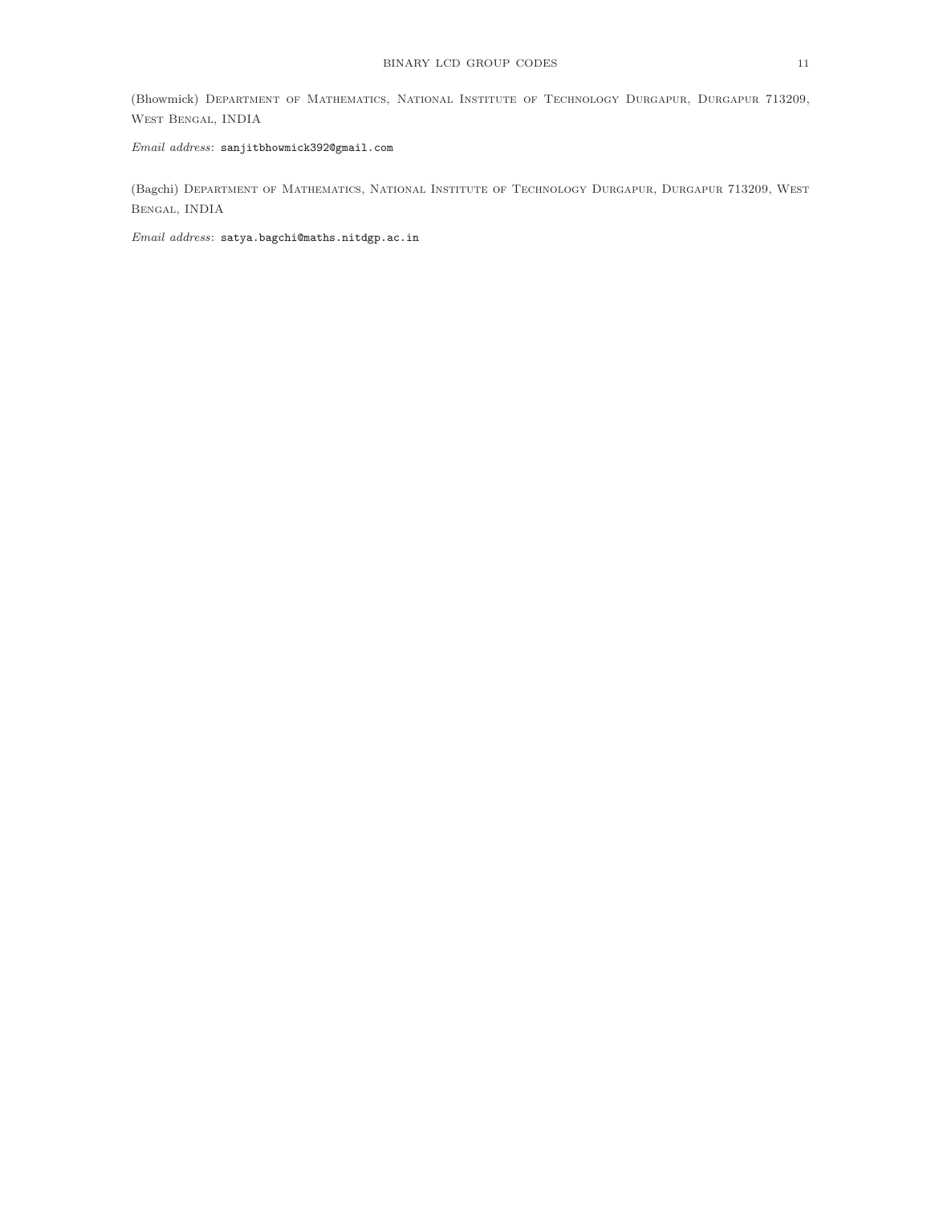(Bhowmick) Department of Mathematics, National Institute of Technology Durgapur, Durgapur 713209, West Bengal, INDIA

*Email address*: sanjitbhowmick392@gmail.com

(Bagchi) Department of Mathematics, National Institute of Technology Durgapur, Durgapur 713209, West Bengal, INDIA

*Email address*: satya.bagchi@maths.nitdgp.ac.in